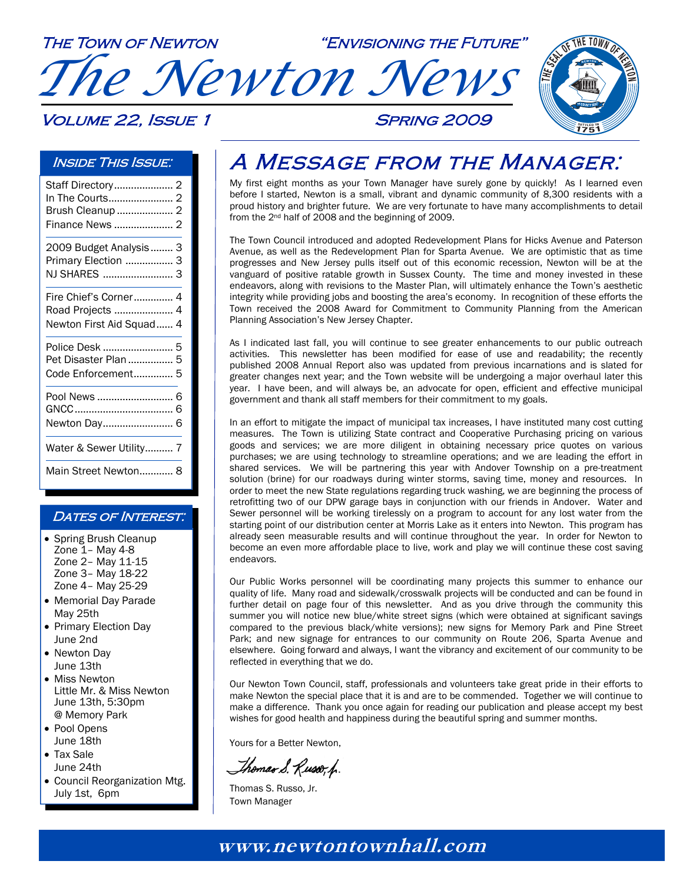THE TOWN OF NEWTON — "ENVISIONING THE FUTURE"

# The Newton News

VOLUME 22, ISSUE 1 — SPRING 2009

### Inside This Issue:

- Staff Directory ..................... 2
- In The Courts ....................... 2
- Brush Cleanup ...................... 2
- Finance News ....................... 2
- 2009 Budget Analysis ........ 3
- Primary Election ................. 3
- NJ SHARES ......................... 3
- Fire Chief's Corner .............. 4
- Road Projects ..................... 4
- Newton First Aid Squad ...... 4
- Police Desk ......................... 5
- Pet Disaster Plan ................ 5
- Code Enforcement .............. 5
- Pool News ........................... 6
- GNCC .................................. 6
- Newton Day ......................... 6
- Water & Sewer Utility .......... 7
- Main Street Newton ............ 8

### Dates of Interest:

- Spring Brush Cleanup
  Zone 1– May 4-8
  Zone 2– May 11-15
  Zone 3– May 18-22
  Zone 4– May 25-29
- Memorial Day Parade
  May 25th
- Primary Election Day
  June 2nd
- Newton Day
  June 13th
- Miss Newton
  Little Mr. & Miss Newton
  June 13th, 5:30pm
  @ Memory Park
- Pool Opens
  June 18th
- Tax Sale
  June 24th
- Council Reorganization Mtg.
  July 1st, 6pm

## A Message from the Manager:

My first eight months as your Town Manager have surely gone by quickly! As I learned even before I started, Newton is a small, vibrant and dynamic community of 8,300 residents with a proud history and brighter future. We are very fortunate to have many accomplishments to detail from the 2nd half of 2008 and the beginning of 2009.

The Town Council introduced and adopted Redevelopment Plans for Hicks Avenue and Paterson Avenue, as well as the Redevelopment Plan for Sparta Avenue. We are optimistic that as time progresses and New Jersey pulls itself out of this economic recession, Newton will be at the vanguard of positive ratable growth in Sussex County. The time and money invested in these endeavors, along with revisions to the Master Plan, will ultimately enhance the Town's aesthetic integrity while providing jobs and boosting the area's economy. In recognition of these efforts the Town received the 2008 Award for Commitment to Community Planning from the American Planning Association's New Jersey Chapter.

As I indicated last fall, you will continue to see greater enhancements to our public outreach activities. This newsletter has been modified for ease of use and readability; the recently published 2008 Annual Report also was updated from previous incarnations and is slated for greater changes next year; and the Town website will be undergoing a major overhaul later this year. I have been, and will always be, an advocate for open, efficient and effective municipal government and thank all staff members for their commitment to my goals.

In an effort to mitigate the impact of municipal tax increases, I have instituted many cost cutting measures. The Town is utilizing State contract and Cooperative Purchasing pricing on various goods and services; we are more diligent in obtaining necessary price quotes on various purchases; we are using technology to streamline operations; and we are leading the effort in shared services. We will be partnering this year with Andover Township on a pre-treatment solution (brine) for our roadways during winter storms, saving time, money and resources. In order to meet the new State regulations regarding truck washing, we are beginning the process of retrofitting two of our DPW garage bays in conjunction with our friends in Andover. Water and Sewer personnel will be working tirelessly on a program to account for any lost water from the starting point of our distribution center at Morris Lake as it enters into Newton. This program has already seen measurable results and will continue throughout the year. In order for Newton to become an even more affordable place to live, work and play we will continue these cost saving endeavors.

Our Public Works personnel will be coordinating many projects this summer to enhance our quality of life. Many road and sidewalk/crosswalk projects will be conducted and can be found in further detail on page four of this newsletter. And as you drive through the community this summer you will notice new blue/white street signs (which were obtained at significant savings compared to the previous black/white versions); new signs for Memory Park and Pine Street Park; and new signage for entrances to our community on Route 206, Sparta Avenue and elsewhere. Going forward and always, I want the vibrancy and excitement of our community to be reflected in everything that we do.

Our Newton Town Council, staff, professionals and volunteers take great pride in their efforts to make Newton the special place that it is and are to be commended. Together we will continue to make a difference. Thank you once again for reading our publication and please accept my best wishes for good health and happiness during the beautiful spring and summer months.

Yours for a Better Newton,

Thomas S. Russo, Jr.

Thomas S. Russo, Jr.
Town Manager

www.newtontownhall.com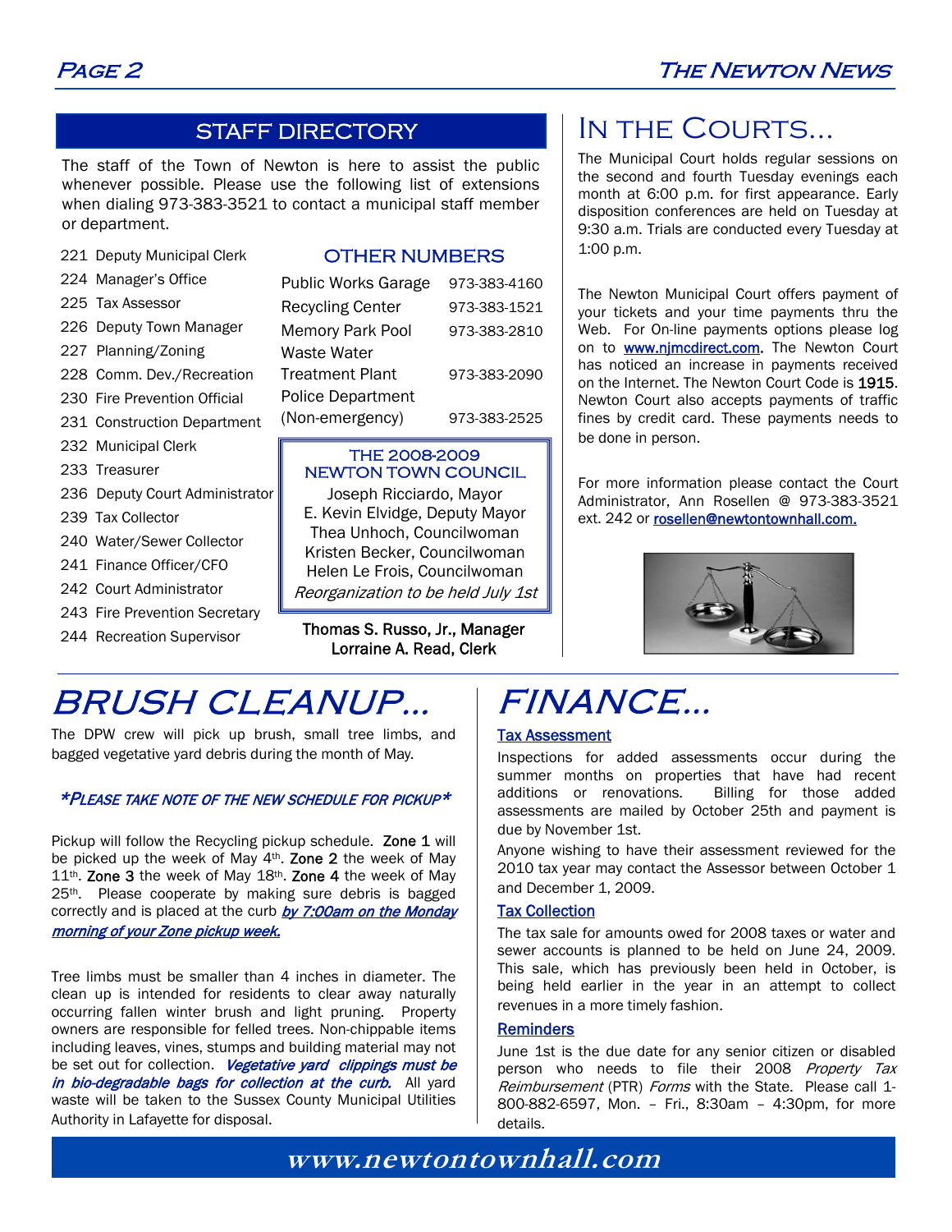## STAFF DIRECTORY

The staff of the Town of Newton is here to assist the public whenever possible. Please use the following list of extensions when dialing 973-383-3521 to contact a municipal staff member or department.

| | |
|---|---|
| 221 | Deputy Municipal Clerk |
| 224 | Manager's Office |
| 225 | Tax Assessor |
| 226 | Deputy Town Manager |
| 227 | Planning/Zoning |
| 228 | Comm. Dev./Recreation |
| 230 | Fire Prevention Official |
| 231 | Construction Department |
| 232 | Municipal Clerk |
| 233 | Treasurer |
| 236 | Deputy Court Administrator |
| 239 | Tax Collector |
| 240 | Water/Sewer Collector |
| 241 | Finance Officer/CFO |
| 242 | Court Administrator |
| 243 | Fire Prevention Secretary |
| 244 | Recreation Supervisor |

### OTHER NUMBERS

| | |
|---|---|
| Public Works Garage | 973-383-4160 |
| Recycling Center | 973-383-1521 |
| Memory Park Pool | 973-383-2810 |
| Waste Water Treatment Plant | 973-383-2090 |
| Police Department (Non-emergency) | 973-383-2525 |

### THE 2008-2009 NEWTON TOWN COUNCIL

Joseph Ricciardo, Mayor
E. Kevin Elvidge, Deputy Mayor
Thea Unhoch, Councilwoman
Kristen Becker, Councilwoman
Helen Le Frois, Councilwoman
*Reorganization to be held July 1st*

**Thomas S. Russo, Jr., Manager**
**Lorraine A. Read, Clerk**

## IN THE COURTS...

The Municipal Court holds regular sessions on the second and fourth Tuesday evenings each month at 6:00 p.m. for first appearance. Early disposition conferences are held on Tuesday at 9:30 a.m. Trials are conducted every Tuesday at 1:00 p.m.

The Newton Municipal Court offers payment of your tickets and your time payments thru the Web. For On-line payments options please log on to www.njmcdirect.com. The Newton Court has noticed an increase in payments received on the Internet. The Newton Court Code is **1915**. Newton Court also accepts payments of traffic fines by credit card. These payments needs to be done in person.

For more information please contact the Court Administrator, Ann Rosellen @ 973-383-3521 ext. 242 or rosellen@newtontownhall.com.

## BRUSH CLEANUP...

The DPW crew will pick up brush, small tree limbs, and bagged vegetative yard debris during the month of May.

***PLEASE TAKE NOTE OF THE NEW SCHEDULE FOR PICKUP***

Pickup will follow the Recycling pickup schedule. **Zone 1** will be picked up the week of May 4th. **Zone 2** the week of May 11th. **Zone 3** the week of May 18th. **Zone 4** the week of May 25th. Please cooperate by making sure debris is bagged correctly and is placed at the curb ***by 7:00am on the Monday morning of your Zone pickup week.***

Tree limbs must be smaller than 4 inches in diameter. The clean up is intended for residents to clear away naturally occurring fallen winter brush and light pruning. Property owners are responsible for felled trees. Non-chippable items including leaves, vines, stumps and building material may not be set out for collection. ***Vegetative yard clippings must be in bio-degradable bags for collection at the curb.*** All yard waste will be taken to the Sussex County Municipal Utilities Authority in Lafayette for disposal.

## FINANCE...

### Tax Assessment

Inspections for added assessments occur during the summer months on properties that have had recent additions or renovations. Billing for those added assessments are mailed by October 25th and payment is due by November 1st.

Anyone wishing to have their assessment reviewed for the 2010 tax year may contact the Assessor between October 1 and December 1, 2009.

### Tax Collection

The tax sale for amounts owed for 2008 taxes or water and sewer accounts is planned to be held on June 24, 2009. This sale, which has previously been held in October, is being held earlier in the year in an attempt to collect revenues in a more timely fashion.

### Reminders

June 1st is the due date for any senior citizen or disabled person who needs to file their 2008 *Property Tax Reimbursement* (PTR) *Forms* with the State. Please call 1-800-882-6597, Mon. – Fri., 8:30am – 4:30pm, for more details.

**www.newtontownhall.com**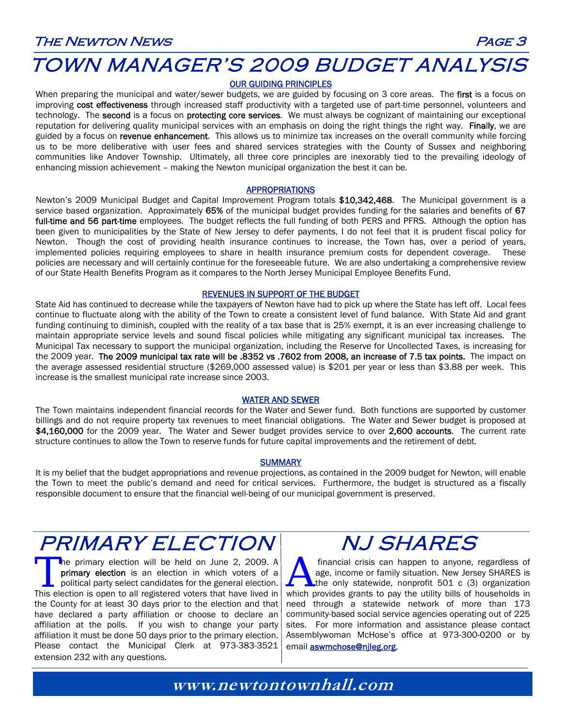# TOWN MANAGER'S 2009 BUDGET ANALYSIS

## OUR GUIDING PRINCIPLES

When preparing the municipal and water/sewer budgets, we are guided by focusing on 3 core areas. The **first** is a focus on improving **cost effectiveness** through increased staff productivity with a targeted use of part-time personnel, volunteers and technology. The **second** is a focus on **protecting core services**. We must always be cognizant of maintaining our exceptional reputation for delivering quality municipal services with an emphasis on doing the right things the right way. **Finally**, we are guided by a focus on **revenue enhancement**. This allows us to minimize tax increases on the overall community while forcing us to be more deliberative with user fees and shared services strategies with the County of Sussex and neighboring communities like Andover Township. Ultimately, all three core principles are inexorably tied to the prevailing ideology of enhancing mission achievement – making the Newton municipal organization the best it can be.

## APPROPRIATIONS

Newton's 2009 Municipal Budget and Capital Improvement Program totals **$10,342,468**. The Municipal government is a service based organization. Approximately **65%** of the municipal budget provides funding for the salaries and benefits of **67 full-time and 56 part-time** employees. The budget reflects the full funding of both PERS and PFRS. Although the option has been given to municipalities by the State of New Jersey to defer payments, I do not feel that it is prudent fiscal policy for Newton. Though the cost of providing health insurance continues to increase, the Town has, over a period of years, implemented policies requiring employees to share in health insurance premium costs for dependent coverage. These policies are necessary and will certainly continue for the foreseeable future. We are also undertaking a comprehensive review of our State Health Benefits Program as it compares to the North Jersey Municipal Employee Benefits Fund.

## REVENUES IN SUPPORT OF THE BUDGET

State Aid has continued to decrease while the taxpayers of Newton have had to pick up where the State has left off. Local fees continue to fluctuate along with the ability of the Town to create a consistent level of fund balance. With State Aid and grant funding continuing to diminish, coupled with the reality of a tax base that is 25% exempt, it is an ever increasing challenge to maintain appropriate service levels and sound fiscal policies while mitigating any significant municipal tax increases. The Municipal Tax necessary to support the municipal organization, including the Reserve for Uncollected Taxes, is increasing for the 2009 year. **The 2009 municipal tax rate will be .8352 vs .7602 from 2008, an increase of 7.5 tax points.** The impact on the average assessed residential structure ($269,000 assessed value) is $201 per year or less than $3.88 per week. This increase is the smallest municipal rate increase since 2003.

## WATER AND SEWER

The Town maintains independent financial records for the Water and Sewer fund. Both functions are supported by customer billings and do not require property tax revenues to meet financial obligations. The Water and Sewer budget is proposed at **$4,160,000** for the 2009 year. The Water and Sewer budget provides service to over **2,600 accounts**. The current rate structure continues to allow the Town to reserve funds for future capital improvements and the retirement of debt.

## SUMMARY

It is my belief that the budget appropriations and revenue projections, as contained in the 2009 budget for Newton, will enable the Town to meet the public's demand and need for critical services. Furthermore, the budget is structured as a fiscally responsible document to ensure that the financial well-being of our municipal government is preserved.

# PRIMARY ELECTION

The primary election will be held on June 2, 2009. A **primary election** is an election in which voters of a political party select candidates for the general election. This election is open to all registered voters that have lived in the County for at least 30 days prior to the election and that have declared a party affiliation or choose to declare an affiliation at the polls. If you wish to change your party affiliation it must be done 50 days prior to the primary election. Please contact the Municipal Clerk at 973-383-3521 extension 232 with any questions.

# NJ SHARES

A financial crisis can happen to anyone, regardless of age, income or family situation. New Jersey SHARES is the only statewide, nonprofit 501 c (3) organization which provides grants to pay the utility bills of households in need through a statewide network of more than 173 community-based social service agencies operating out of 225 sites. For more information and assistance please contact Assemblywoman McHose's office at 973-300-0200 or by email aswmchose@njleg.org.

www.newtontownhall.com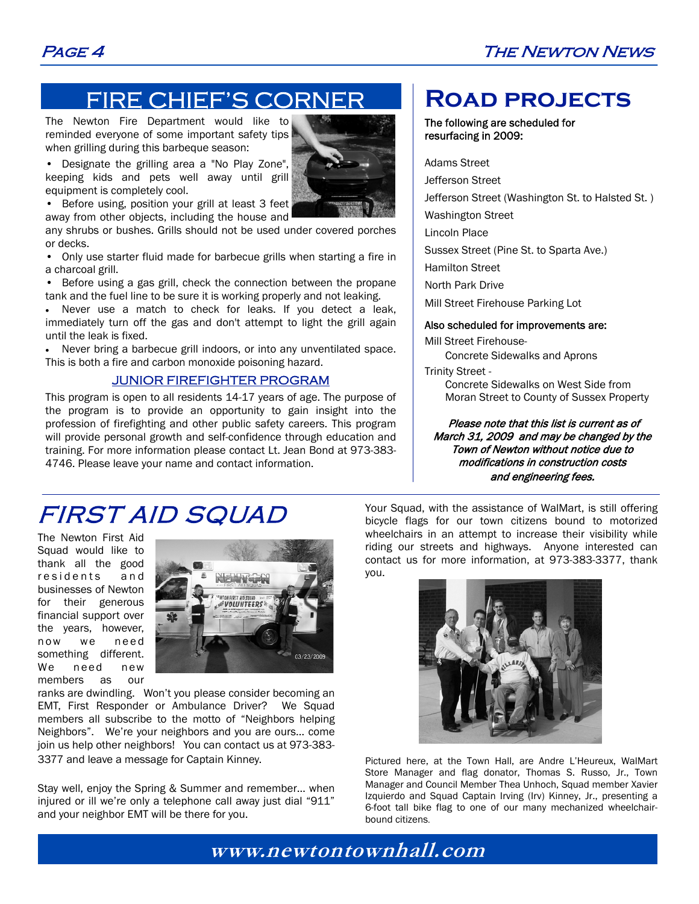## FIRE CHIEF'S CORNER

The Newton Fire Department would like to reminded everyone of some important safety tips when grilling during this barbeque season:

- Designate the grilling area a "No Play Zone", keeping kids and pets well away until grill equipment is completely cool.
- Before using, position your grill at least 3 feet away from other objects, including the house and any shrubs or bushes. Grills should not be used under covered porches or decks.
- Only use starter fluid made for barbecue grills when starting a fire in a charcoal grill.
- Before using a gas grill, check the connection between the propane tank and the fuel line to be sure it is working properly and not leaking.
- Never use a match to check for leaks. If you detect a leak, immediately turn off the gas and don't attempt to light the grill again until the leak is fixed.
- Never bring a barbecue grill indoors, or into any unventilated space. This is both a fire and carbon monoxide poisoning hazard.

### JUNIOR FIREFIGHTER PROGRAM

This program is open to all residents 14-17 years of age. The purpose of the program is to provide an opportunity to gain insight into the profession of firefighting and other public safety careers. This program will provide personal growth and self-confidence through education and training. For more information please contact Lt. Jean Bond at 973-383-4746. Please leave your name and contact information.

## ROAD PROJECTS

**The following are scheduled for resurfacing in 2009:**

Adams Street

Jefferson Street

Jefferson Street (Washington St. to Halsted St. )

Washington Street

Lincoln Place

Sussex Street (Pine St. to Sparta Ave.)

Hamilton Street

North Park Drive

Mill Street Firehouse Parking Lot

**Also scheduled for improvements are:**

Mill Street Firehouse-
Concrete Sidewalks and Aprons

Trinity Street -
Concrete Sidewalks on West Side from Moran Street to County of Sussex Property

***Please note that this list is current as of March 31, 2009 and may be changed by the Town of Newton without notice due to modifications in construction costs and engineering fees.***

## FIRST AID SQUAD

The Newton First Aid Squad would like to thank all the good residents and businesses of Newton for their generous financial support over the years, however, now we need something different. We need new members as our ranks are dwindling. Won't you please consider becoming an EMT, First Responder or Ambulance Driver? We Squad members all subscribe to the motto of "Neighbors helping Neighbors". We're your neighbors and you are ours… come join us help other neighbors! You can contact us at 973-383-3377 and leave a message for Captain Kinney.

Stay well, enjoy the Spring & Summer and remember… when injured or ill we're only a telephone call away just dial "911" and your neighbor EMT will be there for you.

Your Squad, with the assistance of WalMart, is still offering bicycle flags for our town citizens bound to motorized wheelchairs in an attempt to increase their visibility while riding our streets and highways. Anyone interested can contact us for more information, at 973-383-3377, thank you.

Pictured here, at the Town Hall, are Andre L'Heureux, WalMart Store Manager and flag donator, Thomas S. Russo, Jr., Town Manager and Council Member Thea Unhoch, Squad member Xavier Izquierdo and Squad Captain Irving (Irv) Kinney, Jr., presenting a 6-foot tall bike flag to one of our many mechanized wheelchair-bound citizens.

**www.newtontownhall.com**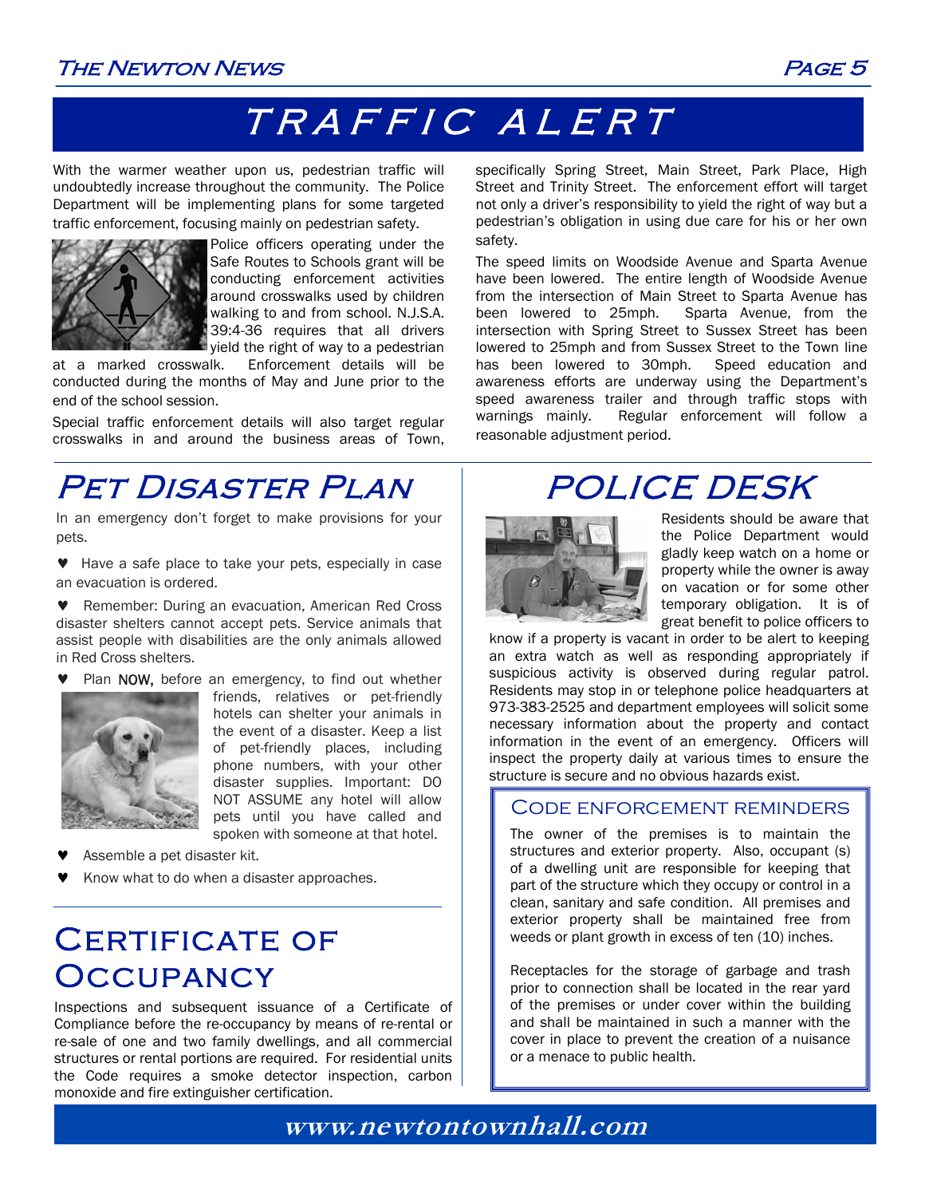# TRAFFIC ALERT

With the warmer weather upon us, pedestrian traffic will undoubtedly increase throughout the community. The Police Department will be implementing plans for some targeted traffic enforcement, focusing mainly on pedestrian safety.

Police officers operating under the Safe Routes to Schools grant will be conducting enforcement activities around crosswalks used by children walking to and from school. N.J.S.A. 39:4-36 requires that all drivers yield the right of way to a pedestrian at a marked crosswalk. Enforcement details will be conducted during the months of May and June prior to the end of the school session.

Special traffic enforcement details will also target regular crosswalks in and around the business areas of Town, specifically Spring Street, Main Street, Park Place, High Street and Trinity Street. The enforcement effort will target not only a driver's responsibility to yield the right of way but a pedestrian's obligation in using due care for his or her own safety.

The speed limits on Woodside Avenue and Sparta Avenue have been lowered. The entire length of Woodside Avenue from the intersection of Main Street to Sparta Avenue has been lowered to 25mph. Sparta Avenue, from the intersection with Spring Street to Sussex Street has been lowered to 25mph and from Sussex Street to the Town line has been lowered to 30mph. Speed education and awareness efforts are underway using the Department's speed awareness trailer and through traffic stops with warnings mainly. Regular enforcement will follow a reasonable adjustment period.

## Pet Disaster Plan

In an emergency don't forget to make provisions for your pets.

- Have a safe place to take your pets, especially in case an evacuation is ordered.
- Remember: During an evacuation, American Red Cross disaster shelters cannot accept pets. Service animals that assist people with disabilities are the only animals allowed in Red Cross shelters.
- Plan **NOW**, before an emergency, to find out whether friends, relatives or pet-friendly hotels can shelter your animals in the event of a disaster. Keep a list of pet-friendly places, including phone numbers, with your other disaster supplies. Important: DO NOT ASSUME any hotel will allow pets until you have called and spoken with someone at that hotel.
- Assemble a pet disaster kit.
- Know what to do when a disaster approaches.

## Certificate of Occupancy

Inspections and subsequent issuance of a Certificate of Compliance before the re-occupancy by means of re-rental or re-sale of one and two family dwellings, and all commercial structures or rental portions are required. For residential units the Code requires a smoke detector inspection, carbon monoxide and fire extinguisher certification.

## POLICE DESK

Residents should be aware that the Police Department would gladly keep watch on a home or property while the owner is away on vacation or for some other temporary obligation. It is of great benefit to police officers to know if a property is vacant in order to be alert to keeping an extra watch as well as responding appropriately if suspicious activity is observed during regular patrol. Residents may stop in or telephone police headquarters at 973-383-2525 and department employees will solicit some necessary information about the property and contact information in the event of an emergency. Officers will inspect the property daily at various times to ensure the structure is secure and no obvious hazards exist.

### Code enforcement reminders

The owner of the premises is to maintain the structures and exterior property. Also, occupant (s) of a dwelling unit are responsible for keeping that part of the structure which they occupy or control in a clean, sanitary and safe condition. All premises and exterior property shall be maintained free from weeds or plant growth in excess of ten (10) inches.

Receptacles for the storage of garbage and trash prior to connection shall be located in the rear yard of the premises or under cover within the building and shall be maintained in such a manner with the cover in place to prevent the creation of a nuisance or a menace to public health.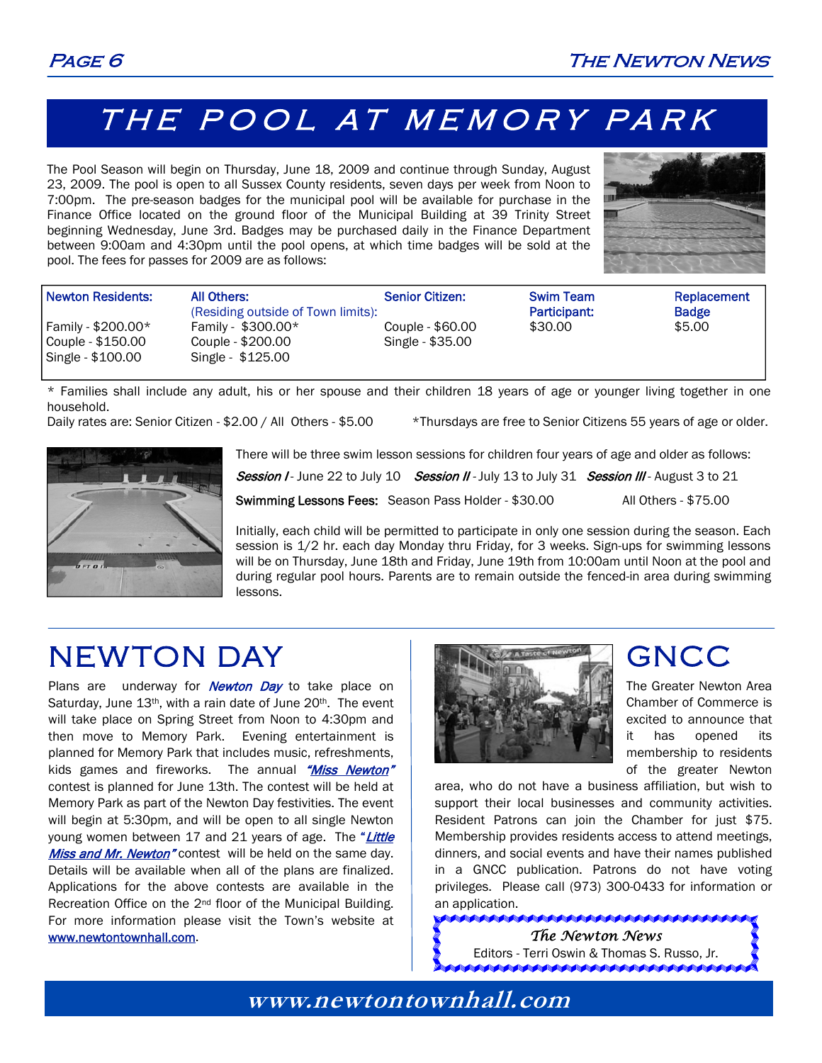# THE POOL AT MEMORY PARK

The Pool Season will begin on Thursday, June 18, 2009 and continue through Sunday, August 23, 2009. The pool is open to all Sussex County residents, seven days per week from Noon to 7:00pm. The pre-season badges for the municipal pool will be available for purchase in the Finance Office located on the ground floor of the Municipal Building at 39 Trinity Street beginning Wednesday, June 3rd. Badges may be purchased daily in the Finance Department between 9:00am and 4:30pm until the pool opens, at which time badges will be sold at the pool. The fees for passes for 2009 are as follows:

| Newton Residents: | All Others: (Residing outside of Town limits): | Senior Citizen: | Swim Team Participant: | Replacement Badge |
|---|---|---|---|---|
| Family - $200.00* | Family - $300.00* | Couple - $60.00 | $30.00 | $5.00 |
| Couple - $150.00 | Couple - $200.00 | Single - $35.00 | | |
| Single - $100.00 | Single - $125.00 | | | |

* Families shall include any adult, his or her spouse and their children 18 years of age or younger living together in one household.

Daily rates are: Senior Citizen - $2.00 / All Others - $5.00 *Thursdays are free to Senior Citizens 55 years of age or older.

There will be three swim lesson sessions for children four years of age and older as follows:

*Session I* - June 22 to July 10 *Session II* - July 13 to July 31 *Session III* - August 3 to 21

**Swimming Lessons Fees:** Season Pass Holder - $30.00 All Others - $75.00

Initially, each child will be permitted to participate in only one session during the season. Each session is 1/2 hr. each day Monday thru Friday, for 3 weeks. Sign-ups for swimming lessons will be on Thursday, June 18th and Friday, June 19th from 10:00am until Noon at the pool and during regular pool hours. Parents are to remain outside the fenced-in area during swimming lessons.

# NEWTON DAY

Plans are underway for ***Newton Day*** to take place on Saturday, June 13th, with a rain date of June 20th. The event will take place on Spring Street from Noon to 4:30pm and then move to Memory Park. Evening entertainment is planned for Memory Park that includes music, refreshments, kids games and fireworks. The annual ***"Miss Newton"*** contest is planned for June 13th. The contest will be held at Memory Park as part of the Newton Day festivities. The event will begin at 5:30pm, and will be open to all single Newton young women between 17 and 21 years of age. The ***"Little Miss and Mr. Newton"*** contest will be held on the same day. Details will be available when all of the plans are finalized. Applications for the above contests are available in the Recreation Office on the 2nd floor of the Municipal Building. For more information please visit the Town's website at www.newtontownhall.com.

# GNCC

The Greater Newton Area Chamber of Commerce is excited to announce that it has opened its membership to residents of the greater Newton area, who do not have a business affiliation, but wish to support their local businesses and community activities. Resident Patrons can join the Chamber for just $75. Membership provides residents access to attend meetings, dinners, and social events and have their names published in a GNCC publication. Patrons do not have voting privileges. Please call (973) 300-0433 for information or an application.

*The Newton News*
Editors - Terri Oswin & Thomas S. Russo, Jr.

www.newtontownhall.com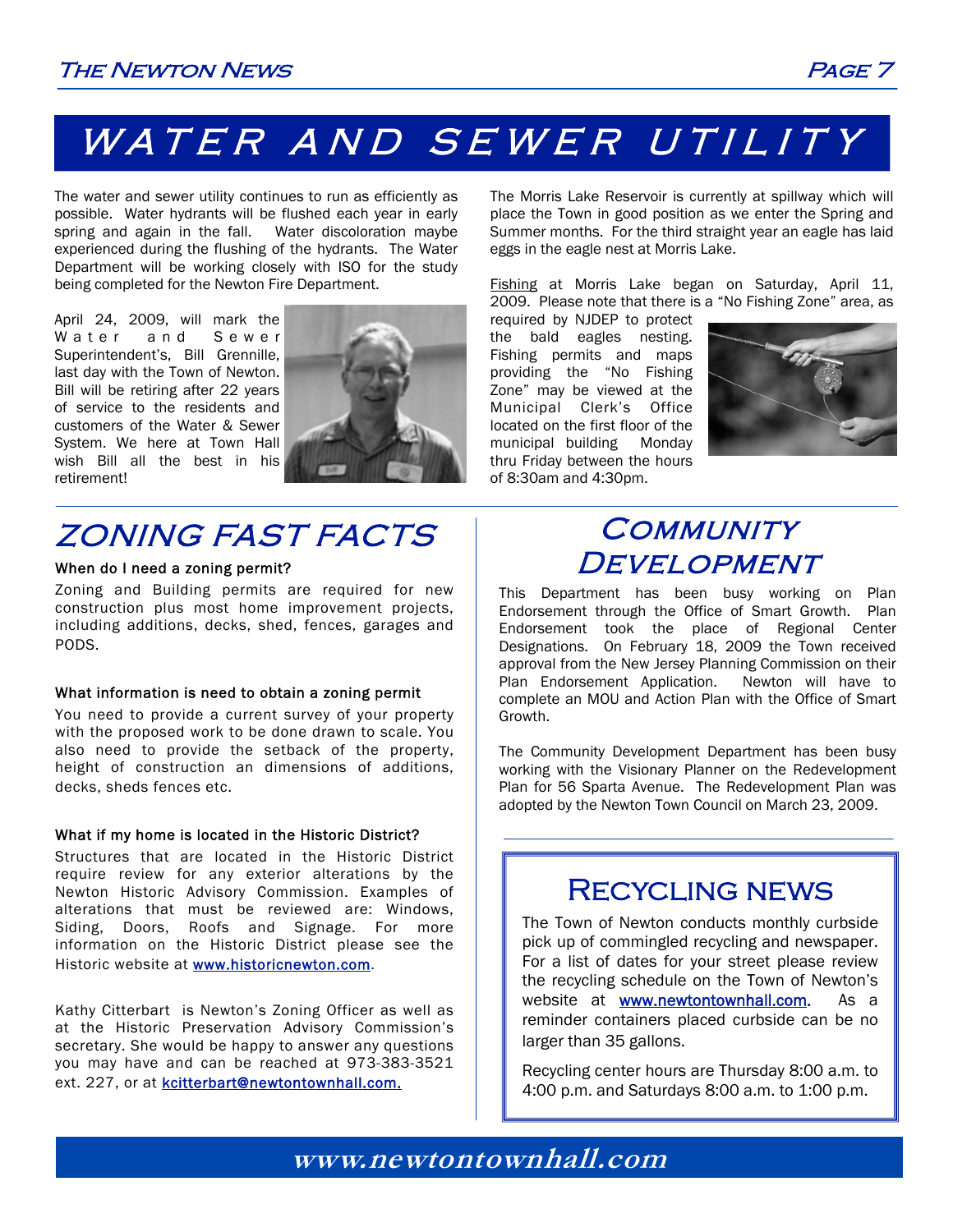# WATER AND SEWER UTILITY

The water and sewer utility continues to run as efficiently as possible. Water hydrants will be flushed each year in early spring and again in the fall. Water discoloration maybe experienced during the flushing of the hydrants. The Water Department will be working closely with ISO for the study being completed for the Newton Fire Department.

April 24, 2009, will mark the Water and Sewer Superintendent's, Bill Grennille, last day with the Town of Newton. Bill will be retiring after 22 years of service to the residents and customers of the Water & Sewer System. We here at Town Hall wish Bill all the best in his retirement!

The Morris Lake Reservoir is currently at spillway which will place the Town in good position as we enter the Spring and Summer months. For the third straight year an eagle has laid eggs in the eagle nest at Morris Lake.

Fishing at Morris Lake began on Saturday, April 11, 2009. Please note that there is a "No Fishing Zone" area, as required by NJDEP to protect the bald eagles nesting. Fishing permits and maps providing the "No Fishing Zone" may be viewed at the Municipal Clerk's Office located on the first floor of the municipal building Monday thru Friday between the hours of 8:30am and 4:30pm.

# ZONING FAST FACTS

**When do I need a zoning permit?**

Zoning and Building permits are required for new construction plus most home improvement projects, including additions, decks, shed, fences, garages and PODS.

**What information is need to obtain a zoning permit**

You need to provide a current survey of your property with the proposed work to be done drawn to scale. You also need to provide the setback of the property, height of construction an dimensions of additions, decks, sheds fences etc.

**What if my home is located in the Historic District?**

Structures that are located in the Historic District require review for any exterior alterations by the Newton Historic Advisory Commission. Examples of alterations that must be reviewed are: Windows, Siding, Doors, Roofs and Signage. For more information on the Historic District please see the Historic website at www.historicnewton.com.

Kathy Citterbart is Newton's Zoning Officer as well as at the Historic Preservation Advisory Commission's secretary. She would be happy to answer any questions you may have and can be reached at 973-383-3521 ext. 227, or at kcitterbart@newtontownhall.com.

# Community Development

This Department has been busy working on Plan Endorsement through the Office of Smart Growth. Plan Endorsement took the place of Regional Center Designations. On February 18, 2009 the Town received approval from the New Jersey Planning Commission on their Plan Endorsement Application. Newton will have to complete an MOU and Action Plan with the Office of Smart Growth.

The Community Development Department has been busy working with the Visionary Planner on the Redevelopment Plan for 56 Sparta Avenue. The Redevelopment Plan was adopted by the Newton Town Council on March 23, 2009.

## Recycling news

The Town of Newton conducts monthly curbside pick up of commingled recycling and newspaper. For a list of dates for your street please review the recycling schedule on the Town of Newton's website at www.newtontownhall.com. As a reminder containers placed curbside can be no larger than 35 gallons.

Recycling center hours are Thursday 8:00 a.m. to 4:00 p.m. and Saturdays 8:00 a.m. to 1:00 p.m.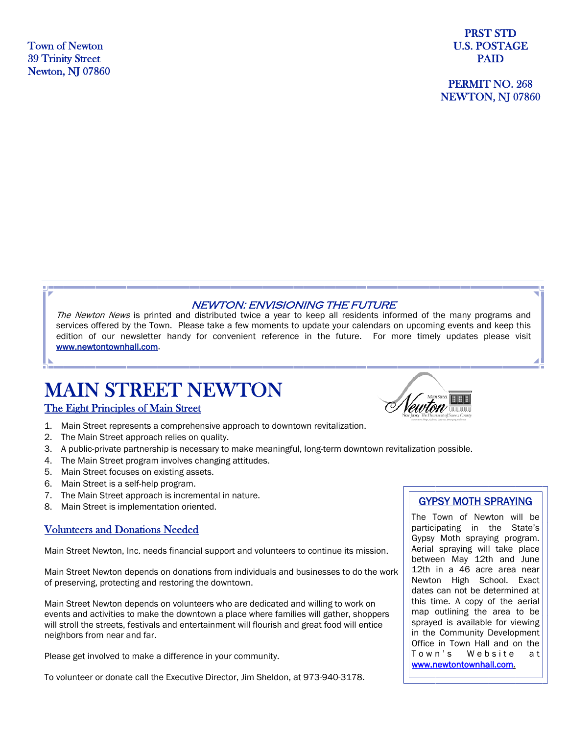Town of Newton
39 Trinity Street
Newton, NJ 07860

PRST STD
U.S. POSTAGE
PAID

PERMIT NO. 268
NEWTON, NJ 07860

## NEWTON: ENVISIONING THE FUTURE

*The Newton News* is printed and distributed twice a year to keep all residents informed of the many programs and services offered by the Town. Please take a few moments to update your calendars on upcoming events and keep this edition of our newsletter handy for convenient reference in the future. For more timely updates please visit www.newtontownhall.com.

# MAIN STREET NEWTON

### The Eight Principles of Main Street

1. Main Street represents a comprehensive approach to downtown revitalization.
2. The Main Street approach relies on quality.
3. A public-private partnership is necessary to make meaningful, long-term downtown revitalization possible.
4. The Main Street program involves changing attitudes.
5. Main Street focuses on existing assets.
6. Main Street is a self-help program.
7. The Main Street approach is incremental in nature.
8. Main Street is implementation oriented.

### Volunteers and Donations Needed

Main Street Newton, Inc. needs financial support and volunteers to continue its mission.

Main Street Newton depends on donations from individuals and businesses to do the work of preserving, protecting and restoring the downtown.

Main Street Newton depends on volunteers who are dedicated and willing to work on events and activities to make the downtown a place where families will gather, shoppers will stroll the streets, festivals and entertainment will flourish and great food will entice neighbors from near and far.

Please get involved to make a difference in your community.

To volunteer or donate call the Executive Director, Jim Sheldon, at 973-940-3178.

## GYPSY MOTH SPRAYING

The Town of Newton will be participating in the State's Gypsy Moth spraying program. Aerial spraying will take place between May 12th and June 12th in a 46 acre area near Newton High School. Exact dates can not be determined at this time. A copy of the aerial map outlining the area to be sprayed is available for viewing in the Community Development Office in Town Hall and on the Town's Website at www.newtontownhall.com.